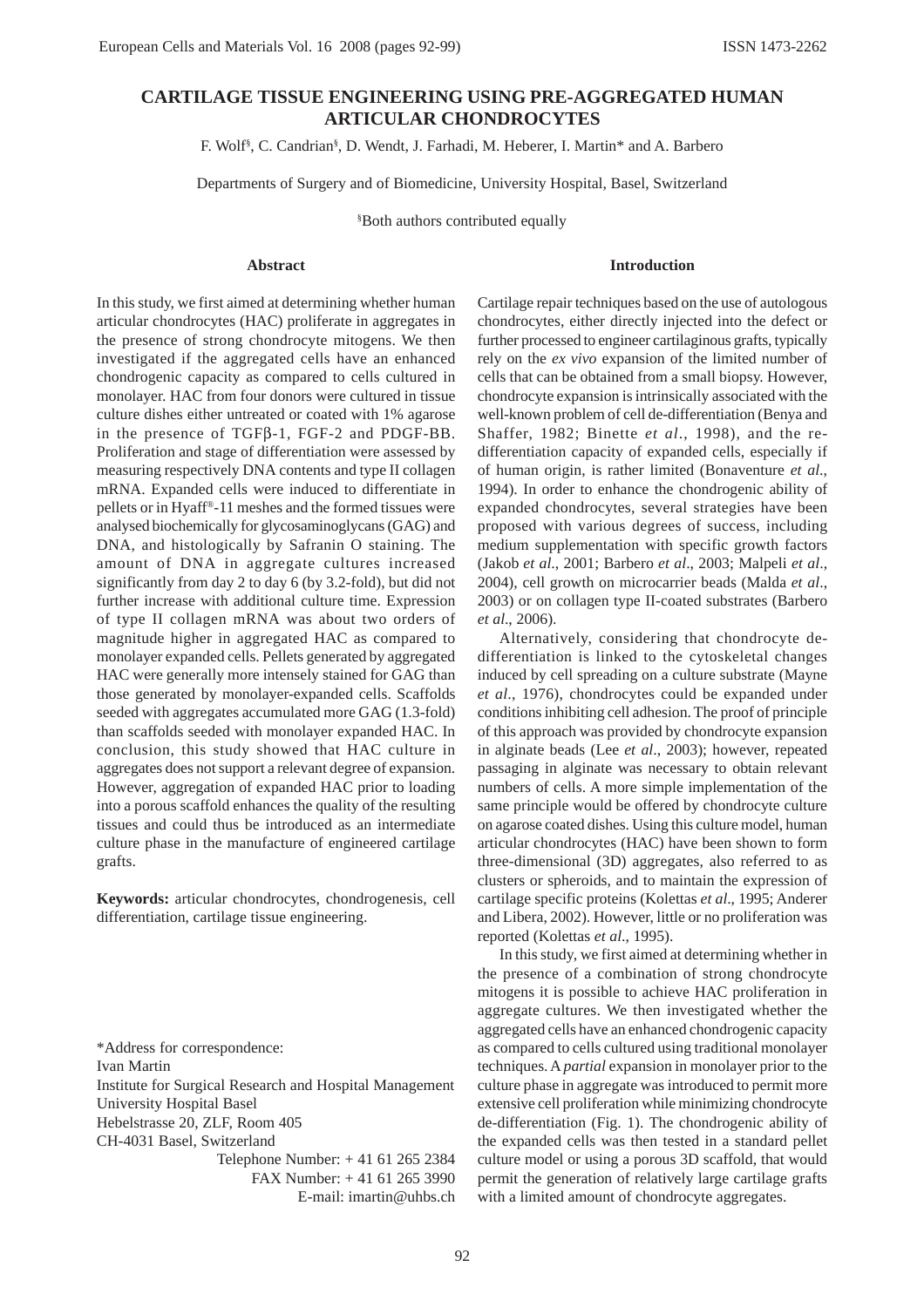# CARTILAGE TISSUE ENGINEERING USING PRE-AGGREGATED HUMAN ARTICULAR CHONDROCYTES

F. Wolf[§], C. Candrian[§], D. Wendt, J. Farhadi, M. Heberer, I. Martin* and A. Barbero

Departments of Surgery and of Biomedicine, University Hospital, Basel, Switzerland

[§]Both authors contributed equally

### Abstract

In this study, we first aimed at determining whether human articular chondrocytes (HAC) proliferate in aggregates in the presence of strong chondrocyte mitogens. We then investigated if the aggregated cells have an enhanced chondrogenic capacity as compared to cells cultured in monolayer. HAC from four donors were cultured in tissue culture dishes either untreated or coated with 1% agarose in the presence of TGFβ-1, FGF-2 and PDGF-BB. Proliferation and stage of differentiation were assessed by measuring respectively DNA contents and type II collagen mRNA. Expanded cells were induced to differentiate in pellets or in Hyaff®-11 meshes and the formed tissues were analysed biochemically for glycosaminoglycans (GAG) and DNA, and histologically by Safranin O staining. The amount of DNA in aggregate cultures increased significantly from day 2 to day 6 (by 3.2-fold), but did not further increase with additional culture time. Expression of type II collagen mRNA was about two orders of magnitude higher in aggregated HAC as compared to monolayer expanded cells. Pellets generated by aggregated HAC were generally more intensely stained for GAG than those generated by monolayer-expanded cells. Scaffolds seeded with aggregates accumulated more GAG (1.3-fold) than scaffolds seeded with monolayer expanded HAC. In conclusion, this study showed that HAC culture in aggregates does not support a relevant degree of expansion. However, aggregation of expanded HAC prior to loading into a porous scaffold enhances the quality of the resulting tissues and could thus be introduced as an intermediate culture phase in the manufacture of engineered cartilage grafts.

**Keywords:** articular chondrocytes, chondrogenesis, cell differentiation, cartilage tissue engineering.

\*Address for correspondence:
Ivan Martin
Institute for Surgical Research and Hospital Management
University Hospital Basel
Hebelstrasse 20, ZLF, Room 405
CH-4031 Basel, Switzerland
Telephone Number: + 41 61 265 2384
FAX Number: + 41 61 265 3990
E-mail: imartin@uhbs.ch

### Introduction

Cartilage repair techniques based on the use of autologous chondrocytes, either directly injected into the defect or further processed to engineer cartilaginous grafts, typically rely on the *ex vivo* expansion of the limited number of cells that can be obtained from a small biopsy. However, chondrocyte expansion is intrinsically associated with the well-known problem of cell de-differentiation (Benya and Shaffer, 1982; Binette *et al*., 1998), and the re-differentiation capacity of expanded cells, especially if of human origin, is rather limited (Bonaventure *et al.*, 1994). In order to enhance the chondrogenic ability of expanded chondrocytes, several strategies have been proposed with various degrees of success, including medium supplementation with specific growth factors (Jakob *et al*., 2001; Barbero *et al*., 2003; Malpeli *et al*., 2004), cell growth on microcarrier beads (Malda *et al*., 2003) or on collagen type II-coated substrates (Barbero *et al*., 2006).

Alternatively, considering that chondrocyte de-differentiation is linked to the cytoskeletal changes induced by cell spreading on a culture substrate (Mayne *et al*., 1976), chondrocytes could be expanded under conditions inhibiting cell adhesion. The proof of principle of this approach was provided by chondrocyte expansion in alginate beads (Lee *et al*., 2003); however, repeated passaging in alginate was necessary to obtain relevant numbers of cells. A more simple implementation of the same principle would be offered by chondrocyte culture on agarose coated dishes. Using this culture model, human articular chondrocytes (HAC) have been shown to form three-dimensional (3D) aggregates, also referred to as clusters or spheroids, and to maintain the expression of cartilage specific proteins (Kolettas *et al*., 1995; Anderer and Libera, 2002). However, little or no proliferation was reported (Kolettas *et al*., 1995).

In this study, we first aimed at determining whether in the presence of a combination of strong chondrocyte mitogens it is possible to achieve HAC proliferation in aggregate cultures. We then investigated whether the aggregated cells have an enhanced chondrogenic capacity as compared to cells cultured using traditional monolayer techniques. A *partial* expansion in monolayer prior to the culture phase in aggregate was introduced to permit more extensive cell proliferation while minimizing chondrocyte de-differentiation (Fig. 1). The chondrogenic ability of the expanded cells was then tested in a standard pellet culture model or using a porous 3D scaffold, that would permit the generation of relatively large cartilage grafts with a limited amount of chondrocyte aggregates.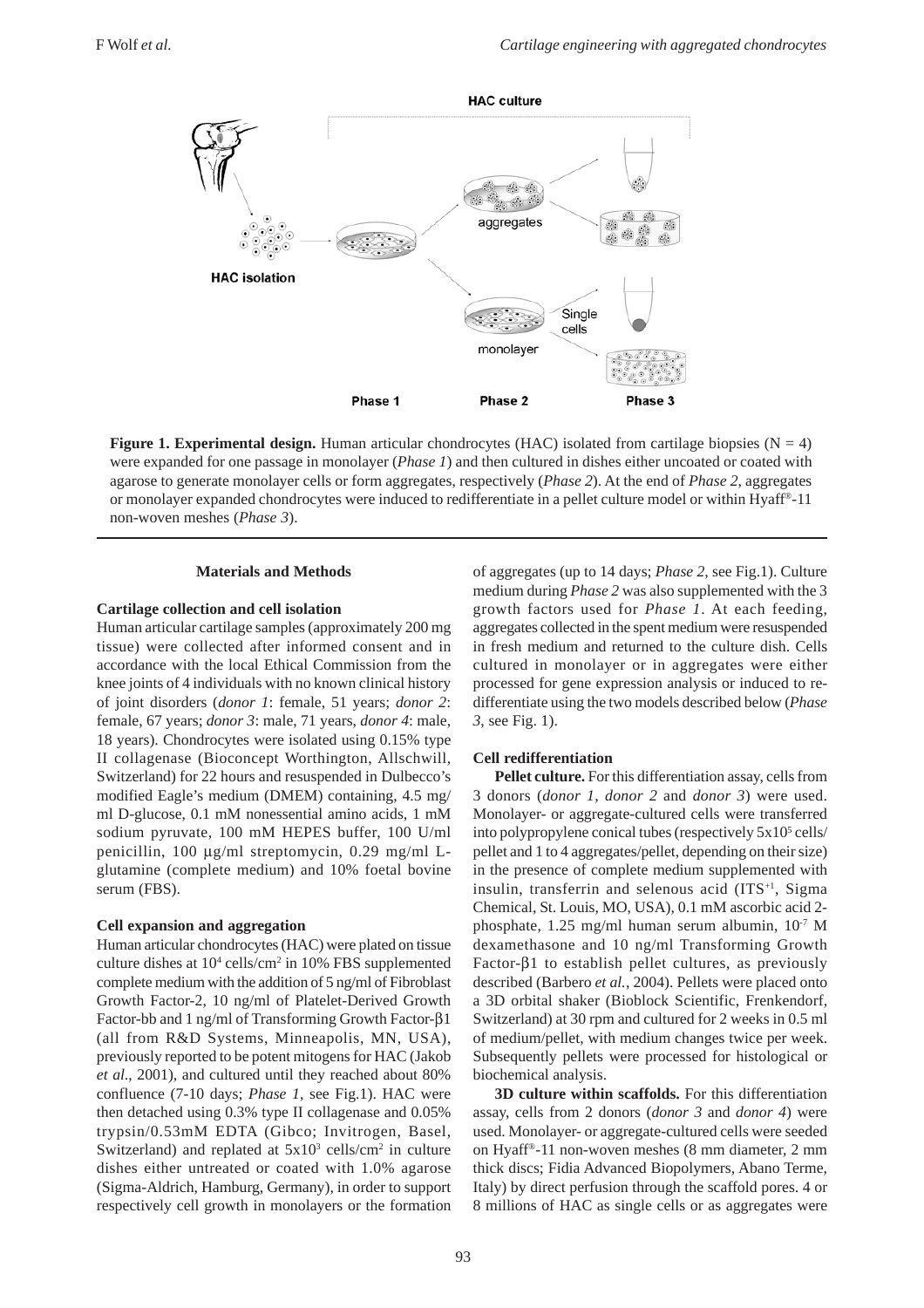**Figure 1. Experimental design.** Human articular chondrocytes (HAC) isolated from cartilage biopsies (N = 4) were expanded for one passage in monolayer (*Phase 1*) and then cultured in dishes either uncoated or coated with agarose to generate monolayer cells or form aggregates, respectively (*Phase 2*). At the end of *Phase 2*, aggregates or monolayer expanded chondrocytes were induced to redifferentiate in a pellet culture model or within Hyaff®-11 non-woven meshes (*Phase 3*).

## Materials and Methods

### Cartilage collection and cell isolation

Human articular cartilage samples (approximately 200 mg tissue) were collected after informed consent and in accordance with the local Ethical Commission from the knee joints of 4 individuals with no known clinical history of joint disorders (*donor 1*: female, 51 years; *donor 2*: female, 67 years; *donor 3*: male, 71 years, *donor 4*: male, 18 years). Chondrocytes were isolated using 0.15% type II collagenase (Bioconcept Worthington, Allschwill, Switzerland) for 22 hours and resuspended in Dulbecco's modified Eagle's medium (DMEM) containing, 4.5 mg/ml D-glucose, 0.1 mM nonessential amino acids, 1 mM sodium pyruvate, 100 mM HEPES buffer, 100 U/ml penicillin, 100 µg/ml streptomycin, 0.29 mg/ml L-glutamine (complete medium) and 10% foetal bovine serum (FBS).

### Cell expansion and aggregation

Human articular chondrocytes (HAC) were plated on tissue culture dishes at $10^4$ cells/cm$^2$ in 10% FBS supplemented complete medium with the addition of 5 ng/ml of Fibroblast Growth Factor-2, 10 ng/ml of Platelet-Derived Growth Factor-bb and 1 ng/ml of Transforming Growth Factor-β1 (all from R&D Systems, Minneapolis, MN, USA), previously reported to be potent mitogens for HAC (Jakob *et al*., 2001), and cultured until they reached about 80% confluence (7-10 days; *Phase 1*, see Fig.1). HAC were then detached using 0.3% type II collagenase and 0.05% trypsin/0.53mM EDTA (Gibco; Invitrogen, Basel, Switzerland) and replated at $5x10^3$ cells/cm$^2$ in culture dishes either untreated or coated with 1.0% agarose (Sigma-Aldrich, Hamburg, Germany), in order to support respectively cell growth in monolayers or the formation of aggregates (up to 14 days; *Phase 2*, see Fig.1). Culture medium during *Phase 2* was also supplemented with the 3 growth factors used for *Phase 1*. At each feeding, aggregates collected in the spent medium were resuspended in fresh medium and returned to the culture dish. Cells cultured in monolayer or in aggregates were either processed for gene expression analysis or induced to re-differentiate using the two models described below (*Phase 3*, see Fig. 1).

### Cell redifferentiation

**Pellet culture.** For this differentiation assay, cells from 3 donors (*donor 1*, *donor 2* and *donor 3*) were used. Monolayer- or aggregate-cultured cells were transferred into polypropylene conical tubes (respectively $5x10^5$ cells/pellet and 1 to 4 aggregates/pellet, depending on their size) in the presence of complete medium supplemented with insulin, transferrin and selenous acid (ITS$^{+1}$, Sigma Chemical, St. Louis, MO, USA), 0.1 mM ascorbic acid 2-phosphate, 1.25 mg/ml human serum albumin, $10^{-7}$ M dexamethasone and 10 ng/ml Transforming Growth Factor-β1 to establish pellet cultures, as previously described (Barbero *et al.*, 2004). Pellets were placed onto a 3D orbital shaker (Bioblock Scientific, Frenkendorf, Switzerland) at 30 rpm and cultured for 2 weeks in 0.5 ml of medium/pellet, with medium changes twice per week. Subsequently pellets were processed for histological or biochemical analysis.

**3D culture within scaffolds.** For this differentiation assay, cells from 2 donors (*donor 3* and *donor 4*) were used. Monolayer- or aggregate-cultured cells were seeded on Hyaff®-11 non-woven meshes (8 mm diameter, 2 mm thick discs; Fidia Advanced Biopolymers, Abano Terme, Italy) by direct perfusion through the scaffold pores. 4 or 8 millions of HAC as single cells or as aggregates were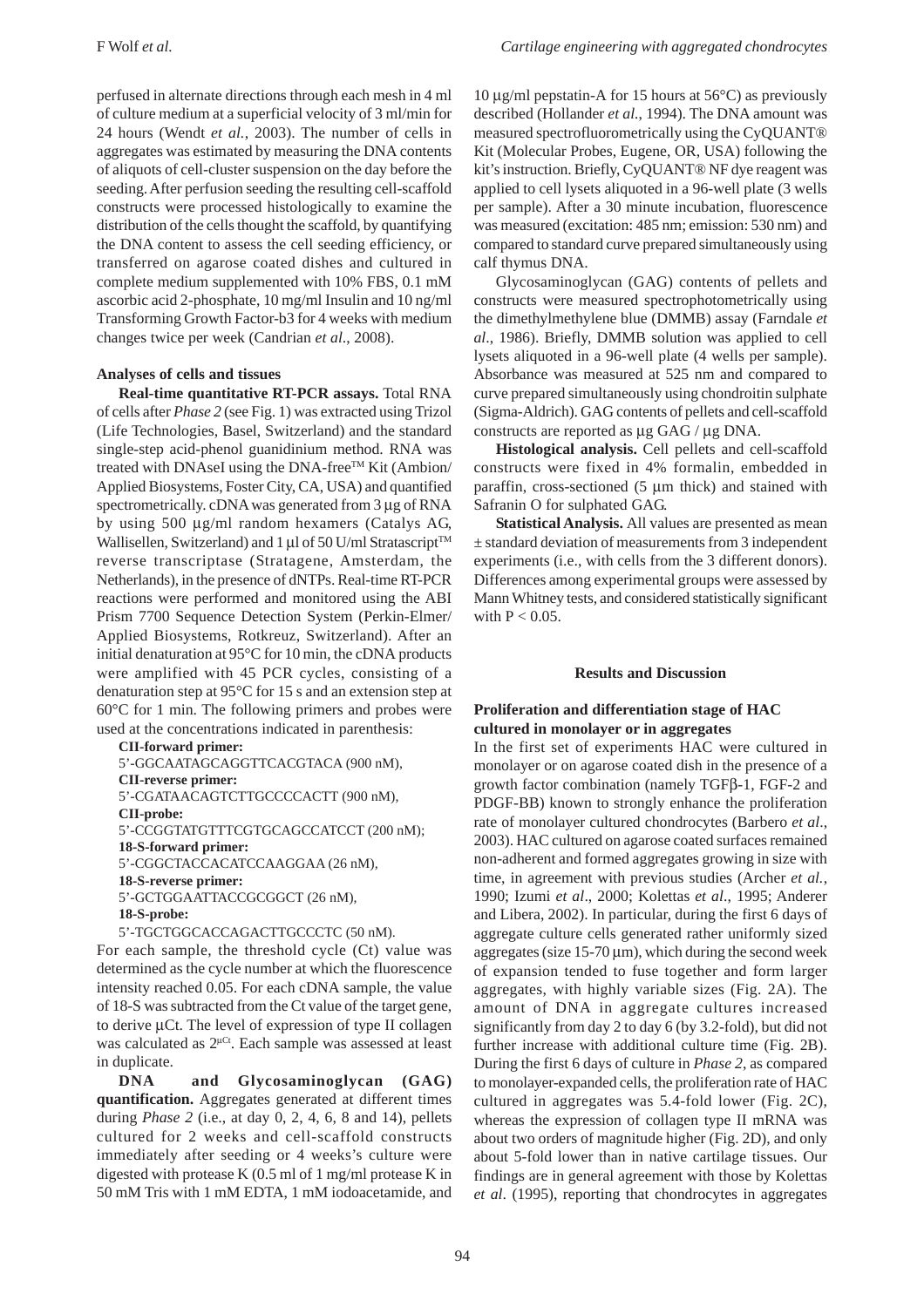perfused in alternate directions through each mesh in 4 ml of culture medium at a superficial velocity of 3 ml/min for 24 hours (Wendt *et al.*, 2003). The number of cells in aggregates was estimated by measuring the DNA contents of aliquots of cell-cluster suspension on the day before the seeding. After perfusion seeding the resulting cell-scaffold constructs were processed histologically to examine the distribution of the cells thought the scaffold, by quantifying the DNA content to assess the cell seeding efficiency, or transferred on agarose coated dishes and cultured in complete medium supplemented with 10% FBS, 0.1 mM ascorbic acid 2-phosphate, 10 mg/ml Insulin and 10 ng/ml Transforming Growth Factor-b3 for 4 weeks with medium changes twice per week (Candrian *et al*., 2008).

**Analyses of cells and tissues**

**Real-time quantitative RT-PCR assays.** Total RNA of cells after *Phase 2* (see Fig. 1) was extracted using Trizol (Life Technologies, Basel, Switzerland) and the standard single-step acid-phenol guanidinium method. RNA was treated with DNAseI using the DNA-free™ Kit (Ambion/Applied Biosystems, Foster City, CA, USA) and quantified spectrometrically. cDNA was generated from 3 µg of RNA by using 500 µg/ml random hexamers (Catalys AG, Wallisellen, Switzerland) and 1 µl of 50 U/ml Stratascript™ reverse transcriptase (Stratagene, Amsterdam, the Netherlands), in the presence of dNTPs. Real-time RT-PCR reactions were performed and monitored using the ABI Prism 7700 Sequence Detection System (Perkin-Elmer/Applied Biosystems, Rotkreuz, Switzerland). After an initial denaturation at 95°C for 10 min, the cDNA products were amplified with 45 PCR cycles, consisting of a denaturation step at 95°C for 15 s and an extension step at 60°C for 1 min. The following primers and probes were used at the concentrations indicated in parenthesis:

**CII-forward primer:**
5'-GGCAATAGCAGGTTCACGTACA (900 nM),
**CII-reverse primer:**
5'-CGATAACAGTCTTGCCCCACTT (900 nM),
**CII-probe:**
5'-CCGGTATGTTTCGTGCAGCCATCCT (200 nM);
**18-S-forward primer:**
5'-CGGCTACCACATCCAAGGAA (26 nM),
**18-S-reverse primer:**
5'-GCTGGAATTACCGCGGCT (26 nM),
**18-S-probe:**
5'-TGCTGGCACCAGACTTGCCCTC (50 nM).

For each sample, the threshold cycle (Ct) value was determined as the cycle number at which the fluorescence intensity reached 0.05. For each cDNA sample, the value of 18-S was subtracted from the Ct value of the target gene, to derive µCt. The level of expression of type II collagen was calculated as $2^{\mu Ct}$. Each sample was assessed at least in duplicate.

**DNA and Glycosaminoglycan (GAG) quantification.** Aggregates generated at different times during *Phase 2* (i.e., at day 0, 2, 4, 6, 8 and 14), pellets cultured for 2 weeks and cell-scaffold constructs immediately after seeding or 4 weeks's culture were digested with protease K (0.5 ml of 1 mg/ml protease K in 50 mM Tris with 1 mM EDTA, 1 mM iodoacetamide, and 10 µg/ml pepstatin-A for 15 hours at 56°C) as previously described (Hollander *et al.*, 1994). The DNA amount was measured spectrofluorometrically using the CyQUANT® Kit (Molecular Probes, Eugene, OR, USA) following the kit's instruction. Briefly, CyQUANT® NF dye reagent was applied to cell lysets aliquoted in a 96-well plate (3 wells per sample). After a 30 minute incubation, fluorescence was measured (excitation: 485 nm; emission: 530 nm) and compared to standard curve prepared simultaneously using calf thymus DNA.

Glycosaminoglycan (GAG) contents of pellets and constructs were measured spectrophotometrically using the dimethylmethylene blue (DMMB) assay (Farndale *et al*., 1986). Briefly, DMMB solution was applied to cell lysets aliquoted in a 96-well plate (4 wells per sample). Absorbance was measured at 525 nm and compared to curve prepared simultaneously using chondroitin sulphate (Sigma-Aldrich). GAG contents of pellets and cell-scaffold constructs are reported as µg GAG / µg DNA.

**Histological analysis.** Cell pellets and cell-scaffold constructs were fixed in 4% formalin, embedded in paraffin, cross-sectioned (5 µm thick) and stained with Safranin O for sulphated GAG.

**Statistical Analysis.** All values are presented as mean ± standard deviation of measurements from 3 independent experiments (i.e., with cells from the 3 different donors). Differences among experimental groups were assessed by Mann Whitney tests, and considered statistically significant with $P < 0.05$.

## Results and Discussion

**Proliferation and differentiation stage of HAC cultured in monolayer or in aggregates**

In the first set of experiments HAC were cultured in monolayer or on agarose coated dish in the presence of a growth factor combination (namely TGFβ-1, FGF-2 and PDGF-BB) known to strongly enhance the proliferation rate of monolayer cultured chondrocytes (Barbero *et al*., 2003). HAC cultured on agarose coated surfaces remained non-adherent and formed aggregates growing in size with time, in agreement with previous studies (Archer *et al.*, 1990; Izumi *et al*., 2000; Kolettas *et al*., 1995; Anderer and Libera, 2002). In particular, during the first 6 days of aggregate culture cells generated rather uniformly sized aggregates (size 15-70 µm), which during the second week of expansion tended to fuse together and form larger aggregates, with highly variable sizes (Fig. 2A). The amount of DNA in aggregate cultures increased significantly from day 2 to day 6 (by 3.2-fold), but did not further increase with additional culture time (Fig. 2B). During the first 6 days of culture in *Phase 2*, as compared to monolayer-expanded cells, the proliferation rate of HAC cultured in aggregates was 5.4-fold lower (Fig. 2C), whereas the expression of collagen type II mRNA was about two orders of magnitude higher (Fig. 2D), and only about 5-fold lower than in native cartilage tissues. Our findings are in general agreement with those by Kolettas *et al*. (1995), reporting that chondrocytes in aggregates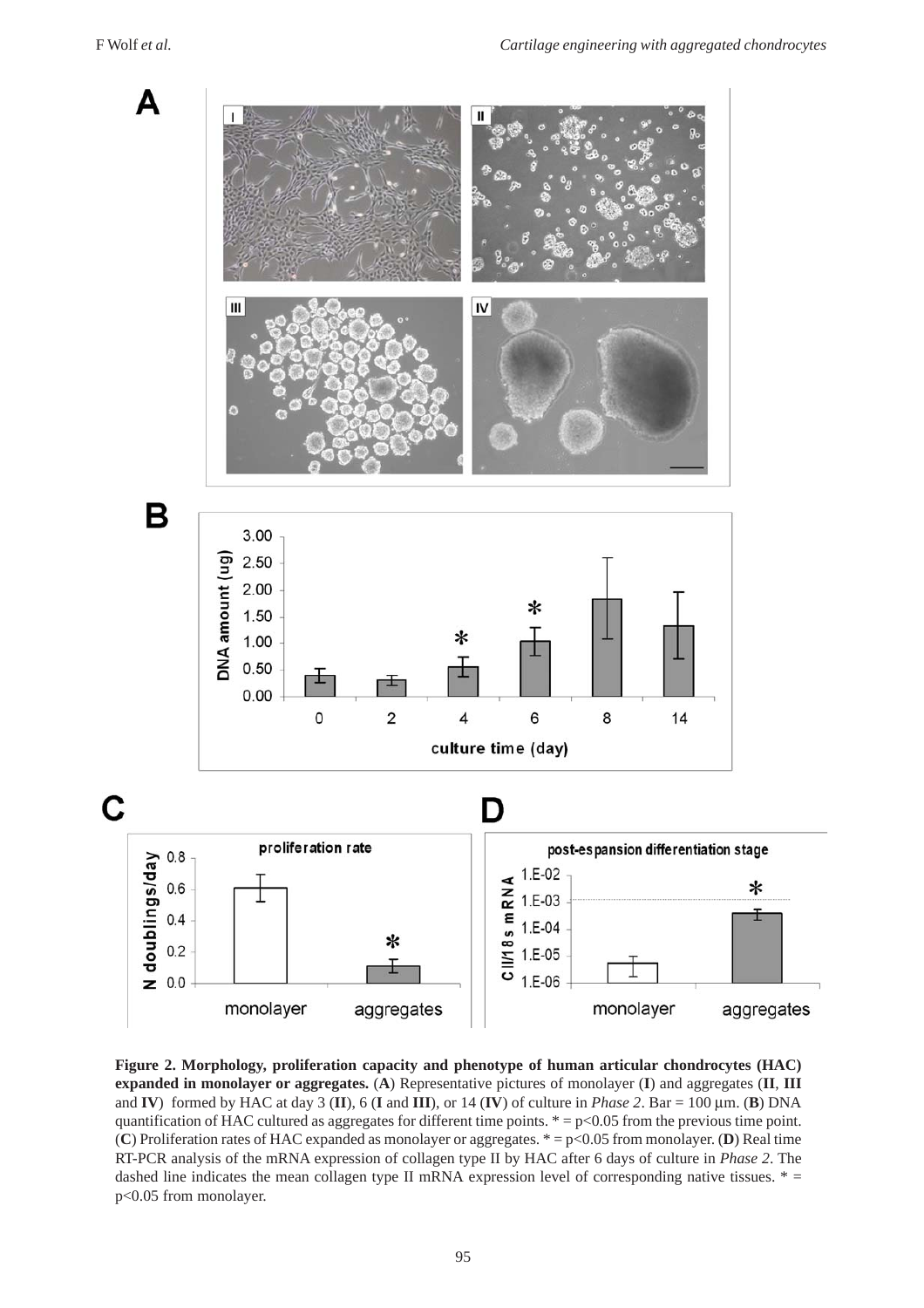**Figure 2. Morphology, proliferation capacity and phenotype of human articular chondrocytes (HAC) expanded in monolayer or aggregates.** (**A**) Representative pictures of monolayer (**I**) and aggregates (**II**, **III** and **IV**) formed by HAC at day 3 (**II**), 6 (**I** and **III**), or 14 (**IV**) of culture in *Phase 2*. Bar = 100 µm. (**B**) DNA quantification of HAC cultured as aggregates for different time points. * = p<0.05 from the previous time point. (**C**) Proliferation rates of HAC expanded as monolayer or aggregates. * = p<0.05 from monolayer. (**D**) Real time RT-PCR analysis of the mRNA expression of collagen type II by HAC after 6 days of culture in *Phase 2*. The dashed line indicates the mean collagen type II mRNA expression level of corresponding native tissues. * = p<0.05 from monolayer.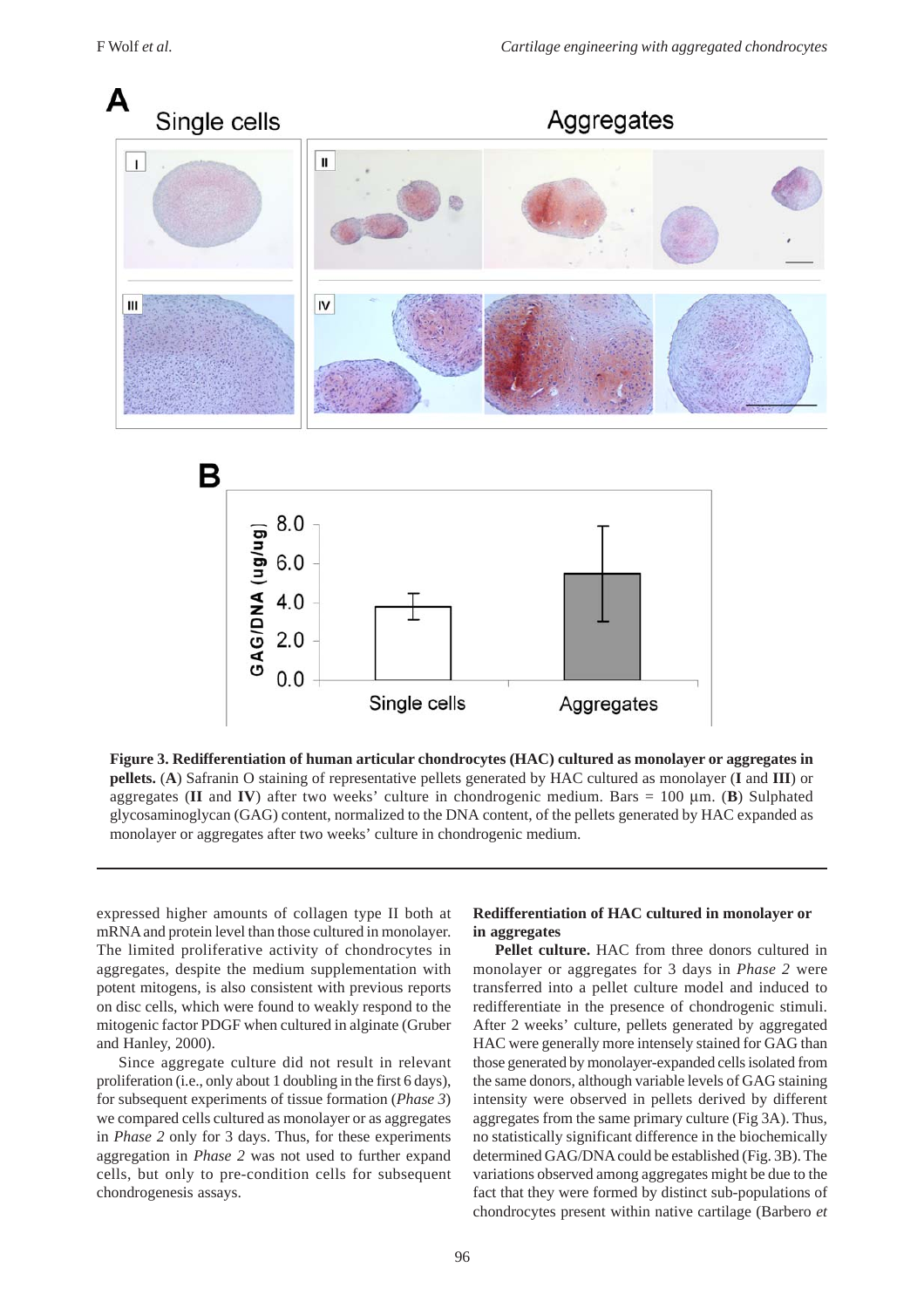**Figure 3. Redifferentiation of human articular chondrocytes (HAC) cultured as monolayer or aggregates in pellets.** (**A**) Safranin O staining of representative pellets generated by HAC cultured as monolayer (**I** and **III**) or aggregates (**II** and **IV**) after two weeks' culture in chondrogenic medium. Bars = 100 µm. (**B**) Sulphated glycosaminoglycan (GAG) content, normalized to the DNA content, of the pellets generated by HAC expanded as monolayer or aggregates after two weeks' culture in chondrogenic medium.

expressed higher amounts of collagen type II both at mRNA and protein level than those cultured in monolayer. The limited proliferative activity of chondrocytes in aggregates, despite the medium supplementation with potent mitogens, is also consistent with previous reports on disc cells, which were found to weakly respond to the mitogenic factor PDGF when cultured in alginate (Gruber and Hanley, 2000).

Since aggregate culture did not result in relevant proliferation (i.e., only about 1 doubling in the first 6 days), for subsequent experiments of tissue formation (*Phase 3*) we compared cells cultured as monolayer or as aggregates in *Phase 2* only for 3 days. Thus, for these experiments aggregation in *Phase 2* was not used to further expand cells, but only to pre-condition cells for subsequent chondrogenesis assays.

### Redifferentiation of HAC cultured in monolayer or in aggregates

**Pellet culture.** HAC from three donors cultured in monolayer or aggregates for 3 days in *Phase 2* were transferred into a pellet culture model and induced to redifferentiate in the presence of chondrogenic stimuli. After 2 weeks' culture, pellets generated by aggregated HAC were generally more intensely stained for GAG than those generated by monolayer-expanded cells isolated from the same donors, although variable levels of GAG staining intensity were observed in pellets derived by different aggregates from the same primary culture (Fig 3A). Thus, no statistically significant difference in the biochemically determined GAG/DNA could be established (Fig. 3B). The variations observed among aggregates might be due to the fact that they were formed by distinct sub-populations of chondrocytes present within native cartilage (Barbero *et*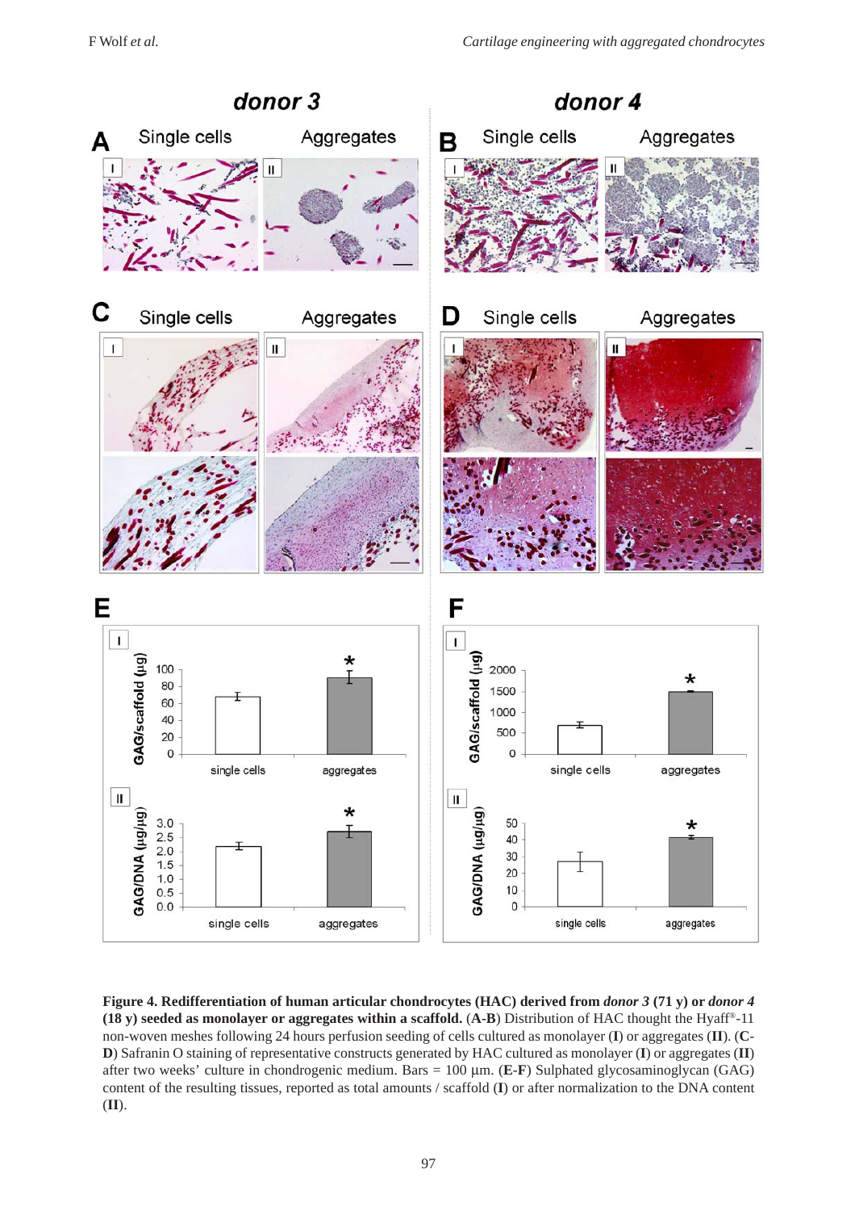**Figure 4. Redifferentiation of human articular chondrocytes (HAC) derived from *donor 3* (71 y) or *donor 4* (18 y) seeded as monolayer or aggregates within a scaffold.** (**A-B**) Distribution of HAC thought the Hyaff®-11 non-woven meshes following 24 hours perfusion seeding of cells cultured as monolayer (**I**) or aggregates (**II**). (**C-D**) Safranin O staining of representative constructs generated by HAC cultured as monolayer (**I**) or aggregates (**II**) after two weeks' culture in chondrogenic medium. Bars = 100 µm. (**E-F**) Sulphated glycosaminoglycan (GAG) content of the resulting tissues, reported as total amounts / scaffold (**I**) or after normalization to the DNA content (**II**).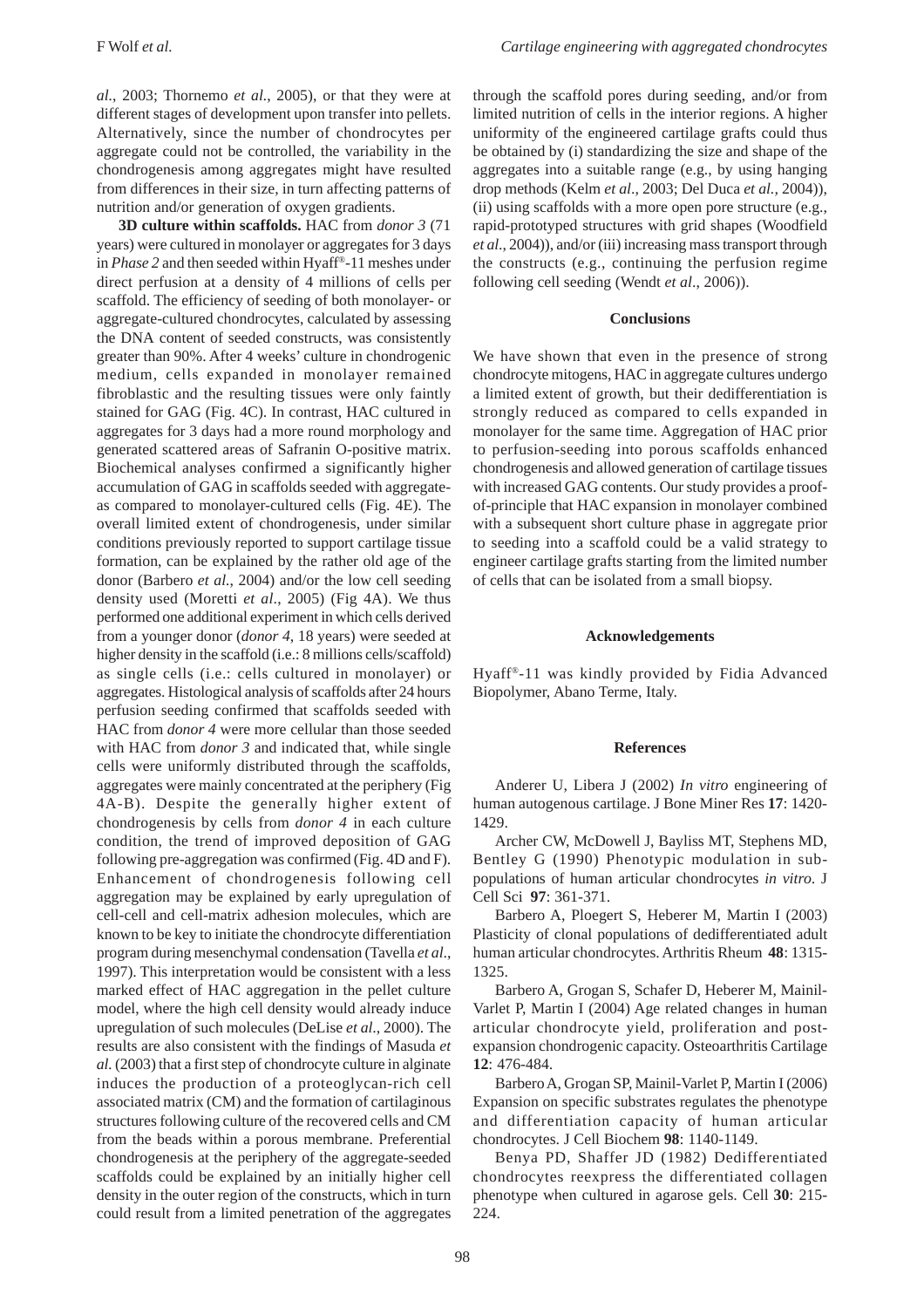*al.*, 2003; Thornemo *et al.*, 2005), or that they were at different stages of development upon transfer into pellets. Alternatively, since the number of chondrocytes per aggregate could not be controlled, the variability in the chondrogenesis among aggregates might have resulted from differences in their size, in turn affecting patterns of nutrition and/or generation of oxygen gradients.

**3D culture within scaffolds.** HAC from *donor 3* (71 years) were cultured in monolayer or aggregates for 3 days in *Phase 2* and then seeded within Hyaff®-11 meshes under direct perfusion at a density of 4 millions of cells per scaffold. The efficiency of seeding of both monolayer- or aggregate-cultured chondrocytes, calculated by assessing the DNA content of seeded constructs, was consistently greater than 90%. After 4 weeks' culture in chondrogenic medium, cells expanded in monolayer remained fibroblastic and the resulting tissues were only faintly stained for GAG (Fig. 4C). In contrast, HAC cultured in aggregates for 3 days had a more round morphology and generated scattered areas of Safranin O-positive matrix. Biochemical analyses confirmed a significantly higher accumulation of GAG in scaffolds seeded with aggregate-as compared to monolayer-cultured cells (Fig. 4E). The overall limited extent of chondrogenesis, under similar conditions previously reported to support cartilage tissue formation, can be explained by the rather old age of the donor (Barbero *et al.*, 2004) and/or the low cell seeding density used (Moretti *et al.*, 2005) (Fig 4A). We thus performed one additional experiment in which cells derived from a younger donor (*donor 4*, 18 years) were seeded at higher density in the scaffold (i.e.: 8 millions cells/scaffold) as single cells (i.e.: cells cultured in monolayer) or aggregates. Histological analysis of scaffolds after 24 hours perfusion seeding confirmed that scaffolds seeded with HAC from *donor 4* were more cellular than those seeded with HAC from *donor 3* and indicated that, while single cells were uniformly distributed through the scaffolds, aggregates were mainly concentrated at the periphery (Fig 4A-B). Despite the generally higher extent of chondrogenesis by cells from *donor 4* in each culture condition, the trend of improved deposition of GAG following pre-aggregation was confirmed (Fig. 4D and F). Enhancement of chondrogenesis following cell aggregation may be explained by early upregulation of cell-cell and cell-matrix adhesion molecules, which are known to be key to initiate the chondrocyte differentiation program during mesenchymal condensation (Tavella *et al.*, 1997). This interpretation would be consistent with a less marked effect of HAC aggregation in the pellet culture model, where the high cell density would already induce upregulation of such molecules (DeLise *et al.*, 2000). The results are also consistent with the findings of Masuda *et al.* (2003) that a first step of chondrocyte culture in alginate induces the production of a proteoglycan-rich cell associated matrix (CM) and the formation of cartilaginous structures following culture of the recovered cells and CM from the beads within a porous membrane. Preferential chondrogenesis at the periphery of the aggregate-seeded scaffolds could be explained by an initially higher cell density in the outer region of the constructs, which in turn could result from a limited penetration of the aggregates through the scaffold pores during seeding, and/or from limited nutrition of cells in the interior regions. A higher uniformity of the engineered cartilage grafts could thus be obtained by (i) standardizing the size and shape of the aggregates into a suitable range (e.g., by using hanging drop methods (Kelm *et al.*, 2003; Del Duca *et al.*, 2004)), (ii) using scaffolds with a more open pore structure (e.g., rapid-prototyped structures with grid shapes (Woodfield *et al.*, 2004)), and/or (iii) increasing mass transport through the constructs (e.g., continuing the perfusion regime following cell seeding (Wendt *et al.*, 2006)).

## Conclusions

We have shown that even in the presence of strong chondrocyte mitogens, HAC in aggregate cultures undergo a limited extent of growth, but their dedifferentiation is strongly reduced as compared to cells expanded in monolayer for the same time. Aggregation of HAC prior to perfusion-seeding into porous scaffolds enhanced chondrogenesis and allowed generation of cartilage tissues with increased GAG contents. Our study provides a proof-of-principle that HAC expansion in monolayer combined with a subsequent short culture phase in aggregate prior to seeding into a scaffold could be a valid strategy to engineer cartilage grafts starting from the limited number of cells that can be isolated from a small biopsy.

## Acknowledgements

Hyaff®-11 was kindly provided by Fidia Advanced Biopolymer, Abano Terme, Italy.

## References

Anderer U, Libera J (2002) *In vitro* engineering of human autogenous cartilage. J Bone Miner Res **17**: 1420-1429.

Archer CW, McDowell J, Bayliss MT, Stephens MD, Bentley G (1990) Phenotypic modulation in sub-populations of human articular chondrocytes *in vitro*. J Cell Sci **97**: 361-371.

Barbero A, Ploegert S, Heberer M, Martin I (2003) Plasticity of clonal populations of dedifferentiated adult human articular chondrocytes. Arthritis Rheum **48**: 1315-1325.

Barbero A, Grogan S, Schafer D, Heberer M, Mainil-Varlet P, Martin I (2004) Age related changes in human articular chondrocyte yield, proliferation and post-expansion chondrogenic capacity. Osteoarthritis Cartilage **12**: 476-484.

Barbero A, Grogan SP, Mainil-Varlet P, Martin I (2006) Expansion on specific substrates regulates the phenotype and differentiation capacity of human articular chondrocytes. J Cell Biochem **98**: 1140-1149.

Benya PD, Shaffer JD (1982) Dedifferentiated chondrocytes reexpress the differentiated collagen phenotype when cultured in agarose gels. Cell **30**: 215-224.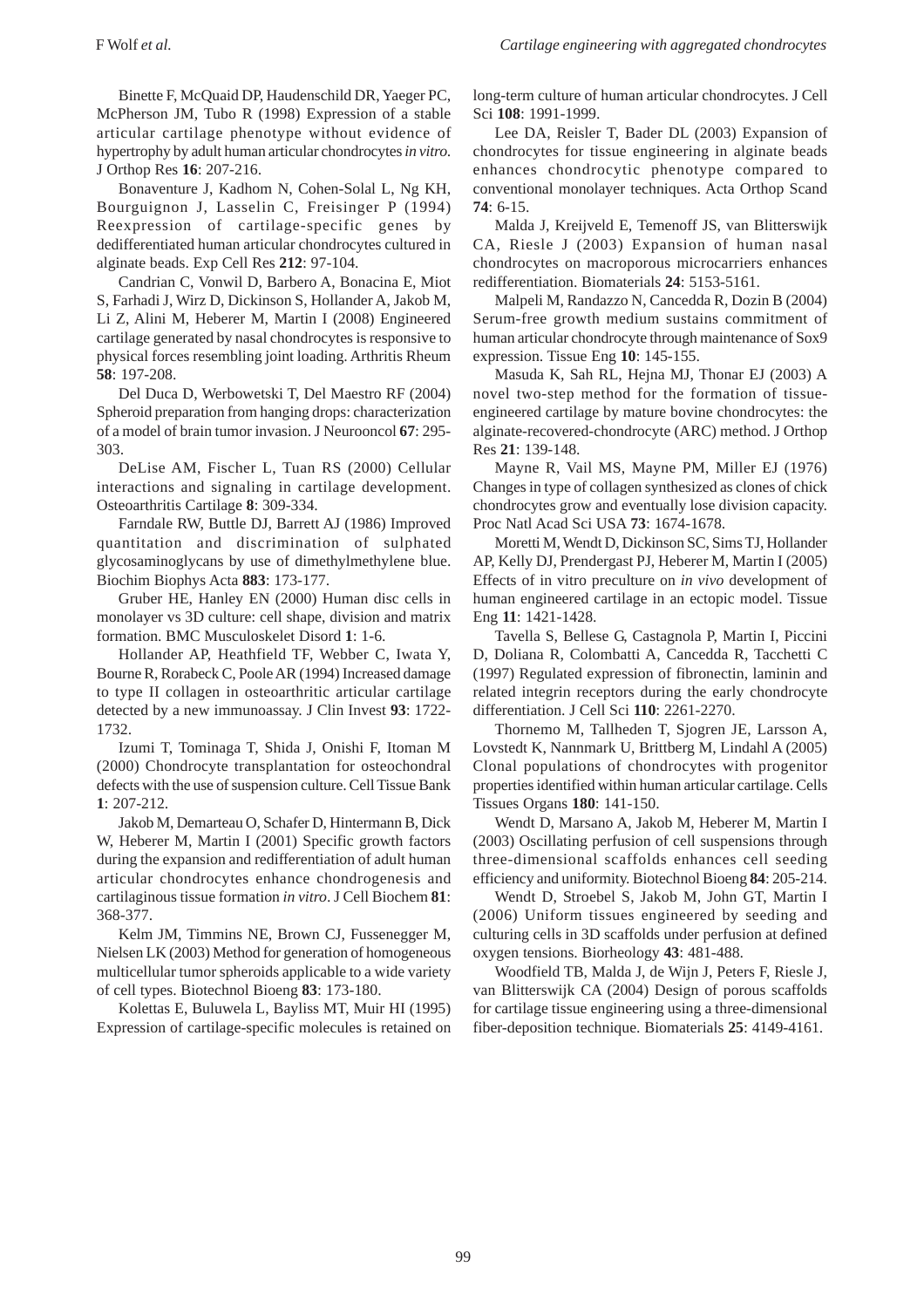Binette F, McQuaid DP, Haudenschild DR, Yaeger PC, McPherson JM, Tubo R (1998) Expression of a stable articular cartilage phenotype without evidence of hypertrophy by adult human articular chondrocytes *in vitro*. J Orthop Res **16**: 207-216.

Bonaventure J, Kadhom N, Cohen-Solal L, Ng KH, Bourguignon J, Lasselin C, Freisinger P (1994) Reexpression of cartilage-specific genes by dedifferentiated human articular chondrocytes cultured in alginate beads. Exp Cell Res **212**: 97-104.

Candrian C, Vonwil D, Barbero A, Bonacina E, Miot S, Farhadi J, Wirz D, Dickinson S, Hollander A, Jakob M, Li Z, Alini M, Heberer M, Martin I (2008) Engineered cartilage generated by nasal chondrocytes is responsive to physical forces resembling joint loading. Arthritis Rheum **58**: 197-208.

Del Duca D, Werbowetski T, Del Maestro RF (2004) Spheroid preparation from hanging drops: characterization of a model of brain tumor invasion. J Neurooncol **67**: 295-303.

DeLise AM, Fischer L, Tuan RS (2000) Cellular interactions and signaling in cartilage development. Osteoarthritis Cartilage **8**: 309-334.

Farndale RW, Buttle DJ, Barrett AJ (1986) Improved quantitation and discrimination of sulphated glycosaminoglycans by use of dimethylmethylene blue. Biochim Biophys Acta **883**: 173-177.

Gruber HE, Hanley EN (2000) Human disc cells in monolayer vs 3D culture: cell shape, division and matrix formation. BMC Musculoskelet Disord **1**: 1-6.

Hollander AP, Heathfield TF, Webber C, Iwata Y, Bourne R, Rorabeck C, Poole AR (1994) Increased damage to type II collagen in osteoarthritic articular cartilage detected by a new immunoassay. J Clin Invest **93**: 1722-1732.

Izumi T, Tominaga T, Shida J, Onishi F, Itoman M (2000) Chondrocyte transplantation for osteochondral defects with the use of suspension culture. Cell Tissue Bank **1**: 207-212.

Jakob M, Demarteau O, Schafer D, Hintermann B, Dick W, Heberer M, Martin I (2001) Specific growth factors during the expansion and redifferentiation of adult human articular chondrocytes enhance chondrogenesis and cartilaginous tissue formation *in vitro*. J Cell Biochem **81**: 368-377.

Kelm JM, Timmins NE, Brown CJ, Fussenegger M, Nielsen LK (2003) Method for generation of homogeneous multicellular tumor spheroids applicable to a wide variety of cell types. Biotechnol Bioeng **83**: 173-180.

Kolettas E, Buluwela L, Bayliss MT, Muir HI (1995) Expression of cartilage-specific molecules is retained on long-term culture of human articular chondrocytes. J Cell Sci **108**: 1991-1999.

Lee DA, Reisler T, Bader DL (2003) Expansion of chondrocytes for tissue engineering in alginate beads enhances chondrocytic phenotype compared to conventional monolayer techniques. Acta Orthop Scand **74**: 6-15.

Malda J, Kreijveld E, Temenoff JS, van Blitterswijk CA, Riesle J (2003) Expansion of human nasal chondrocytes on macroporous microcarriers enhances redifferentiation. Biomaterials **24**: 5153-5161.

Malpeli M, Randazzo N, Cancedda R, Dozin B (2004) Serum-free growth medium sustains commitment of human articular chondrocyte through maintenance of Sox9 expression. Tissue Eng **10**: 145-155.

Masuda K, Sah RL, Hejna MJ, Thonar EJ (2003) A novel two-step method for the formation of tissue-engineered cartilage by mature bovine chondrocytes: the alginate-recovered-chondrocyte (ARC) method. J Orthop Res **21**: 139-148.

Mayne R, Vail MS, Mayne PM, Miller EJ (1976) Changes in type of collagen synthesized as clones of chick chondrocytes grow and eventually lose division capacity. Proc Natl Acad Sci USA **73**: 1674-1678.

Moretti M, Wendt D, Dickinson SC, Sims TJ, Hollander AP, Kelly DJ, Prendergast PJ, Heberer M, Martin I (2005) Effects of in vitro preculture on *in vivo* development of human engineered cartilage in an ectopic model. Tissue Eng **11**: 1421-1428.

Tavella S, Bellese G, Castagnola P, Martin I, Piccini D, Doliana R, Colombatti A, Cancedda R, Tacchetti C (1997) Regulated expression of fibronectin, laminin and related integrin receptors during the early chondrocyte differentiation. J Cell Sci **110**: 2261-2270.

Thornemo M, Tallheden T, Sjogren JE, Larsson A, Lovstedt K, Nannmark U, Brittberg M, Lindahl A (2005) Clonal populations of chondrocytes with progenitor properties identified within human articular cartilage. Cells Tissues Organs **180**: 141-150.

Wendt D, Marsano A, Jakob M, Heberer M, Martin I (2003) Oscillating perfusion of cell suspensions through three-dimensional scaffolds enhances cell seeding efficiency and uniformity. Biotechnol Bioeng **84**: 205-214.

Wendt D, Stroebel S, Jakob M, John GT, Martin I (2006) Uniform tissues engineered by seeding and culturing cells in 3D scaffolds under perfusion at defined oxygen tensions. Biorheology **43**: 481-488.

Woodfield TB, Malda J, de Wijn J, Peters F, Riesle J, van Blitterswijk CA (2004) Design of porous scaffolds for cartilage tissue engineering using a three-dimensional fiber-deposition technique. Biomaterials **25**: 4149-4161.